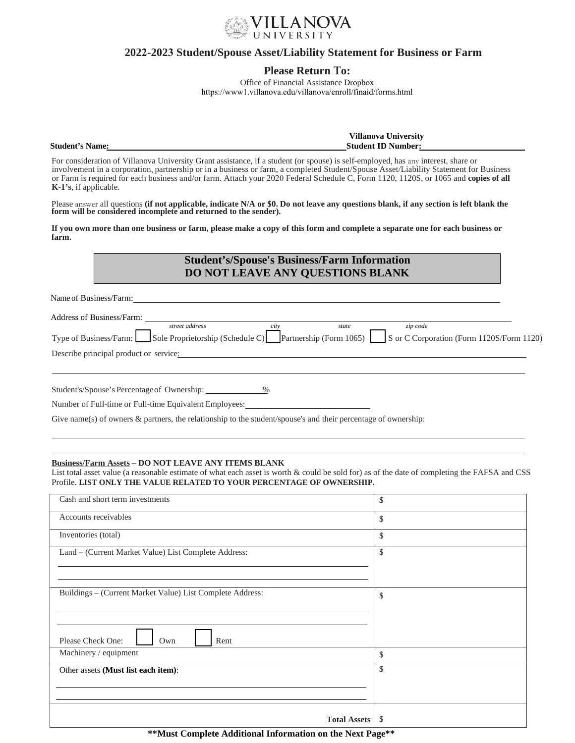VILLANOVA UNIVERSITY

## 2022-2023 Student/Spouse Asset/Liability Statement for Business or Farm

### Please Return To:

Office of Financial Assistance Dropbox
https://www1.villanova.edu/villanova/enroll/finaid/forms.html

**Student's Name:** ______________________ **Villanova University Student ID Number:** ______________________

For consideration of Villanova University Grant assistance, if a student (or spouse) is self-employed, has any interest, share or involvement in a corporation, partnership or in a business or farm, a completed Student/Spouse Asset/Liability Statement for Business or Farm is required for each business and/or farm. Attach your 2020 Federal Schedule C, Form 1120, 1120S, or 1065 and **copies of all K-1's**, if applicable.

Please answer all questions **(if not applicable, indicate N/A or $0. Do not leave any questions blank, if any section is left blank the form will be considered incomplete and returned to the sender).**

**If you own more than one business or farm, please make a copy of this form and complete a separate one for each business or farm.**

### Student's/Spouse's Business/Farm Information
### DO NOT LEAVE ANY QUESTIONS BLANK

Name of Business/Farm: ______________________

Address of Business/Farm: ______________________
*street address* *city* *state* *zip code*

Type of Business/Farm: ☐ Sole Proprietorship (Schedule C) ☐ Partnership (Form 1065) ☐ S or C Corporation (Form 1120S/Form 1120)

Describe principal product or service: ______________________

Student's/Spouse's Percentage of Ownership: ________ %

Number of Full-time or Full-time Equivalent Employees: ______________________

Give name(s) of owners & partners, the relationship to the student/spouse's and their percentage of ownership:

______________________

**Business/Farm Assets – DO NOT LEAVE ANY ITEMS BLANK**
List total asset value (a reasonable estimate of what each asset is worth & could be sold for) as of the date of completing the FAFSA and CSS Profile. **LIST ONLY THE VALUE RELATED TO YOUR PERCENTAGE OF OWNERSHIP.**

| | |
|---|---|
| Cash and short term investments | $ |
| Accounts receivables | $ |
| Inventories (total) | $ |
| Land – (Current Market Value) List Complete Address: | $ |
| Buildings – (Current Market Value) List Complete Address: <br> Please Check One: ☐ Own ☐ Rent | $ |
| Machinery / equipment | $ |
| Other assets **(Must list each item)**: | $ |
| **Total Assets** | $ |

**\*\*Must Complete Additional Information on the Next Page\*\***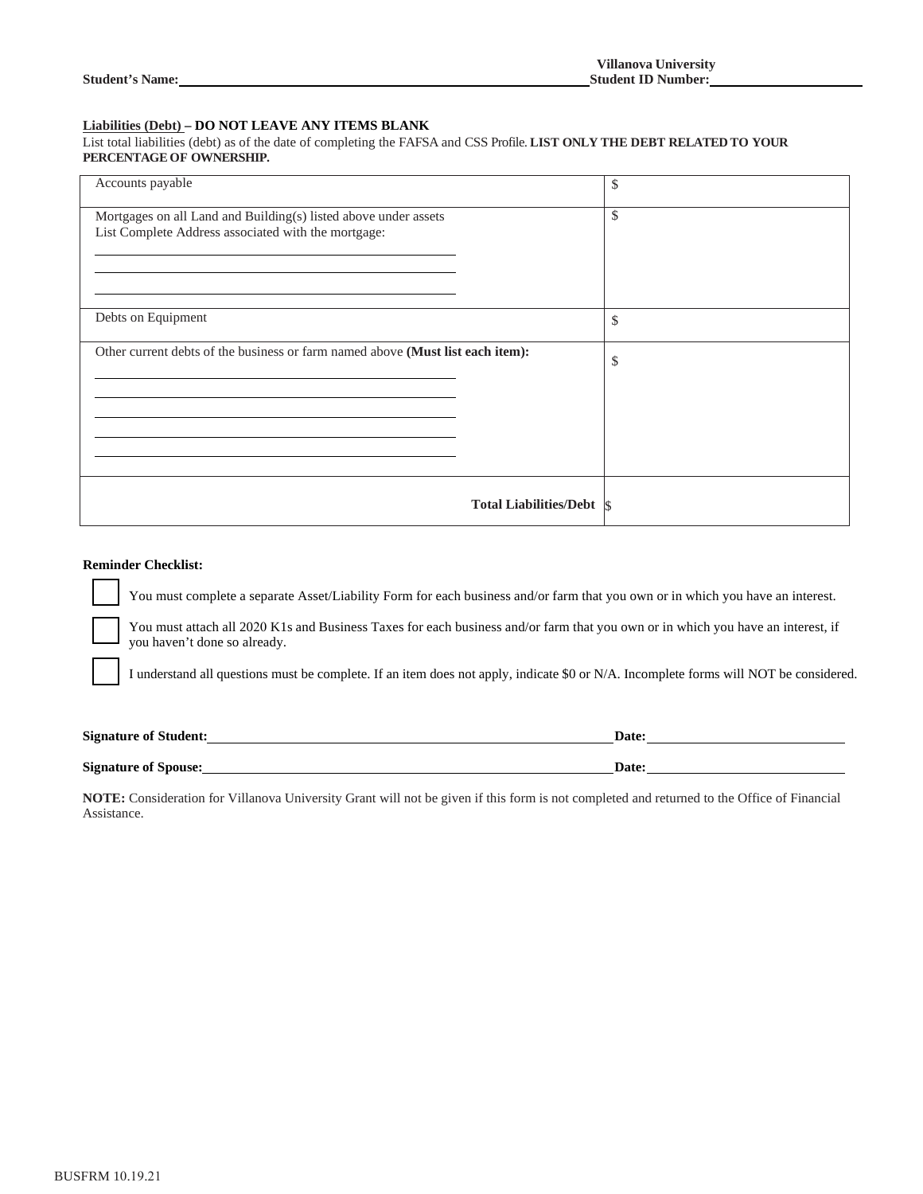Villanova University

**Student's Name:** \_\_\_\_\_\_\_\_\_\_\_\_\_\_\_\_\_\_\_\_ **Student ID Number:** \_\_\_\_\_\_\_\_\_\_\_\_\_\_\_\_

**Liabilities (Debt) – DO NOT LEAVE ANY ITEMS BLANK**

List total liabilities (debt) as of the date of completing the FAFSA and CSS Profile. **LIST ONLY THE DEBT RELATED TO YOUR PERCENTAGE OF OWNERSHIP.**

| | |
|---|---|
| Accounts payable | $ |
| Mortgages on all Land and Building(s) listed above under assets<br>List Complete Address associated with the mortgage:<br>\_\_\_\_\_\_\_\_\_\_\_\_\_\_\_\_\_\_\_\_<br>\_\_\_\_\_\_\_\_\_\_\_\_\_\_\_\_\_\_\_\_<br>\_\_\_\_\_\_\_\_\_\_\_\_\_\_\_\_\_\_\_\_ | $ |
| Debts on Equipment | $ |
| Other current debts of the business or farm named above **(Must list each item):**<br>\_\_\_\_\_\_\_\_\_\_\_\_\_\_\_\_\_\_\_\_<br>\_\_\_\_\_\_\_\_\_\_\_\_\_\_\_\_\_\_\_\_<br>\_\_\_\_\_\_\_\_\_\_\_\_\_\_\_\_\_\_\_\_<br>\_\_\_\_\_\_\_\_\_\_\_\_\_\_\_\_\_\_\_\_<br>\_\_\_\_\_\_\_\_\_\_\_\_\_\_\_\_\_\_\_\_ | $ |
| **Total Liabilities/Debt** | $ |

**Reminder Checklist:**

- ☐ You must complete a separate Asset/Liability Form for each business and/or farm that you own or in which you have an interest.
- ☐ You must attach all 2020 K1s and Business Taxes for each business and/or farm that you own or in which you have an interest, if you haven't done so already.
- ☐ I understand all questions must be complete. If an item does not apply, indicate $0 or N/A. Incomplete forms will NOT be considered.

**Signature of Student:** \_\_\_\_\_\_\_\_\_\_\_\_\_\_\_\_\_\_\_\_ **Date:** \_\_\_\_\_\_\_\_\_\_\_\_

**Signature of Spouse:** \_\_\_\_\_\_\_\_\_\_\_\_\_\_\_\_\_\_\_\_ **Date:** \_\_\_\_\_\_\_\_\_\_\_\_

**NOTE:** Consideration for Villanova University Grant will not be given if this form is not completed and returned to the Office of Financial Assistance.

BUSFRM 10.19.21